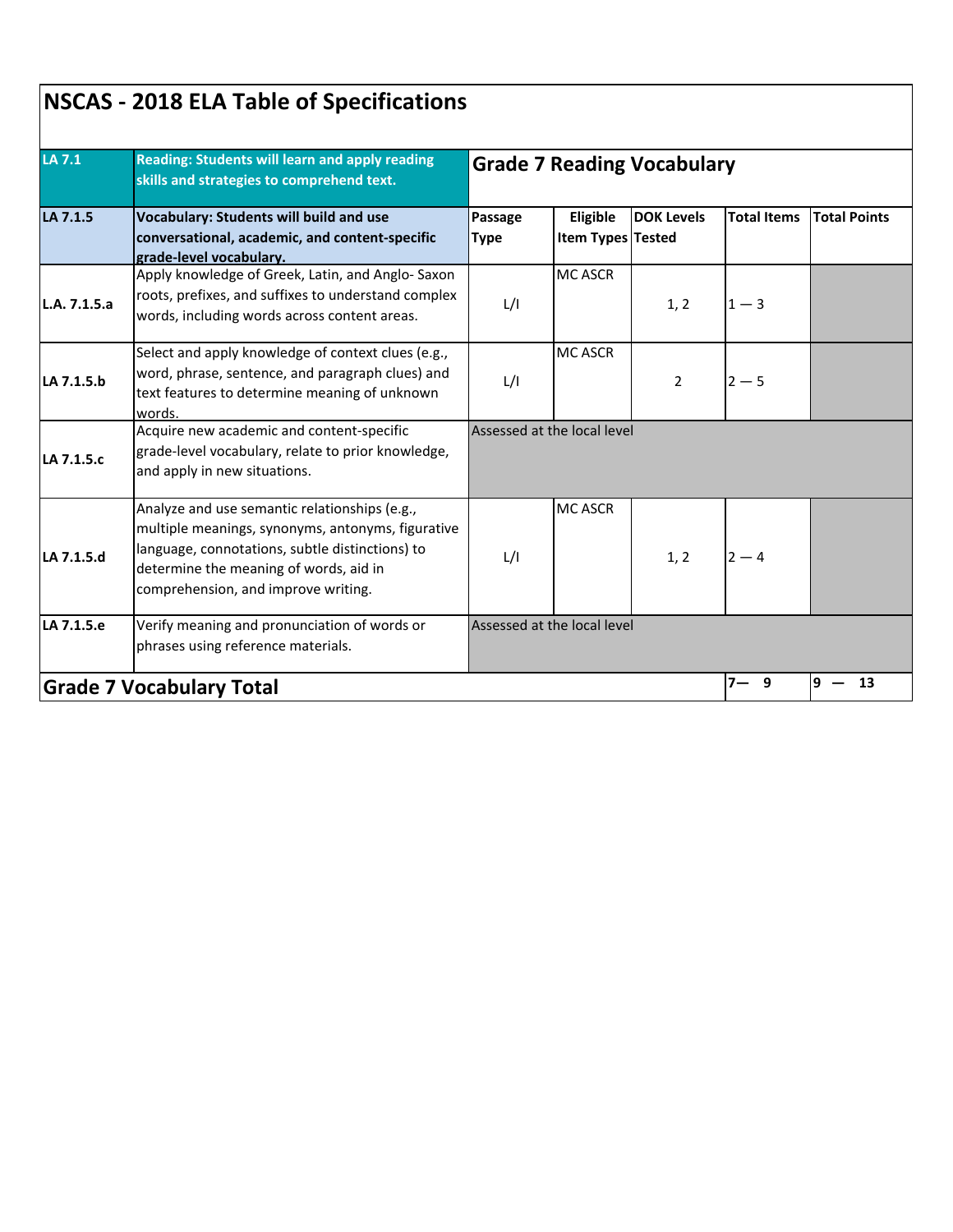# NSCAS - 2018 ELA Table of Specifications

| LA 7.1 | Reading: Students will learn and apply reading skills and strategies to comprehend text. | Grade 7 Reading Vocabulary | | | | |
|---|---|---|---|---|---|---|
| **LA 7.1.5** | **Vocabulary: Students will build and use conversational, academic, and content-specific grade-level vocabulary.** | **Passage Type** | **Eligible Item Types** | **DOK Levels Tested** | **Total Items** | **Total Points** |
| **L.A. 7.1.5.a** | Apply knowledge of Greek, Latin, and Anglo- Saxon roots, prefixes, and suffixes to understand complex words, including words across content areas. | L/I | MC ASCR | 1, 2 | 1 — 3 | |
| **LA 7.1.5.b** | Select and apply knowledge of context clues (e.g., word, phrase, sentence, and paragraph clues) and text features to determine meaning of unknown words. | L/I | MC ASCR | 2 | 2 — 5 | |
| **LA 7.1.5.c** | Acquire new academic and content-specific grade-level vocabulary, relate to prior knowledge, and apply in new situations. | Assessed at the local level | | | | |
| **LA 7.1.5.d** | Analyze and use semantic relationships (e.g., multiple meanings, synonyms, antonyms, figurative language, connotations, subtle distinctions) to determine the meaning of words, aid in comprehension, and improve writing. | L/I | MC ASCR | 1, 2 | 2 — 4 | |
| **LA 7.1.5.e** | Verify meaning and pronunciation of words or phrases using reference materials. | Assessed at the local level | | | | |
| **Grade 7 Vocabulary Total** | | | | | **7— 9** | **9 — 13** |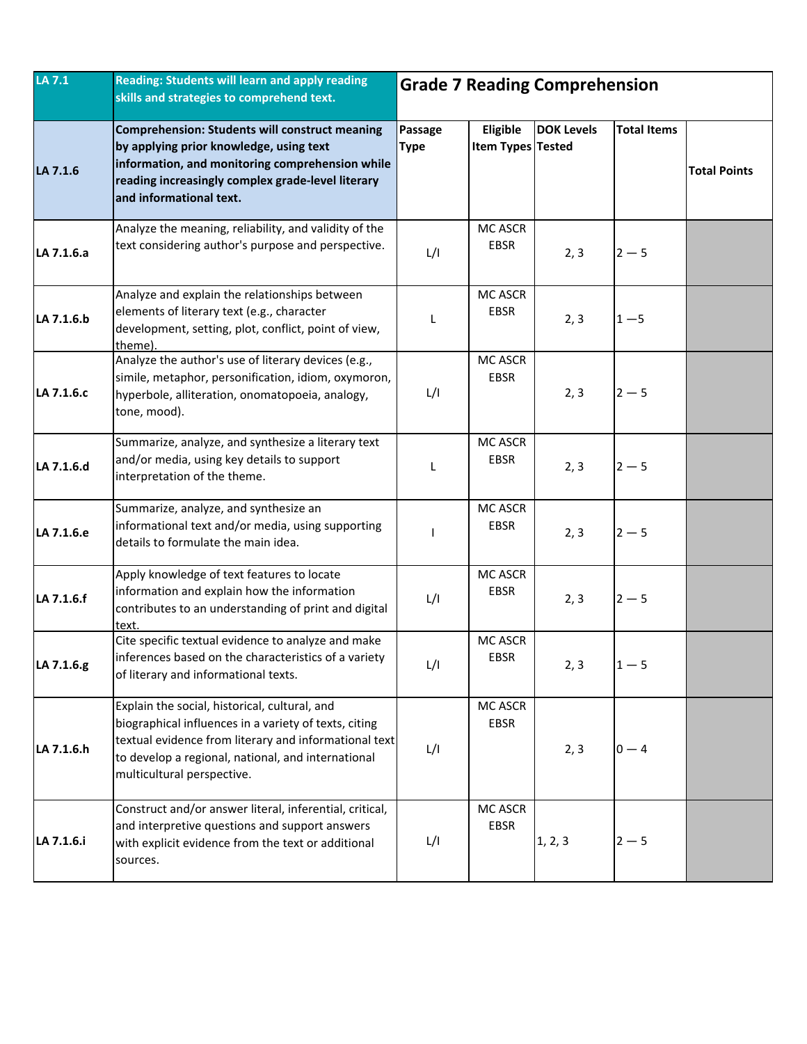| LA 7.1 | Reading: Students will learn and apply reading skills and strategies to comprehend text. | Grade 7 Reading Comprehension | | | | |
|---|---|---|---|---|---|---|
| LA 7.1.6 | **Comprehension: Students will construct meaning by applying prior knowledge, using text information, and monitoring comprehension while reading increasingly complex grade-level literary and informational text.** | **Passage Type** | **Eligible Item Types** | **DOK Levels Tested** | **Total Items** | **Total Points** |
| LA 7.1.6.a | Analyze the meaning, reliability, and validity of the text considering author's purpose and perspective. | L/I | MC ASCR EBSR | 2, 3 | 2 — 5 | |
| LA 7.1.6.b | Analyze and explain the relationships between elements of literary text (e.g., character development, setting, plot, conflict, point of view, theme). | L | MC ASCR EBSR | 2, 3 | 1 —5 | |
| LA 7.1.6.c | Analyze the author's use of literary devices (e.g., simile, metaphor, personification, idiom, oxymoron, hyperbole, alliteration, onomatopoeia, analogy, tone, mood). | L/I | MC ASCR EBSR | 2, 3 | 2 — 5 | |
| LA 7.1.6.d | Summarize, analyze, and synthesize a literary text and/or media, using key details to support interpretation of the theme. | L | MC ASCR EBSR | 2, 3 | 2 — 5 | |
| LA 7.1.6.e | Summarize, analyze, and synthesize an informational text and/or media, using supporting details to formulate the main idea. | I | MC ASCR EBSR | 2, 3 | 2 — 5 | |
| LA 7.1.6.f | Apply knowledge of text features to locate information and explain how the information contributes to an understanding of print and digital text. | L/I | MC ASCR EBSR | 2, 3 | 2 — 5 | |
| LA 7.1.6.g | Cite specific textual evidence to analyze and make inferences based on the characteristics of a variety of literary and informational texts. | L/I | MC ASCR EBSR | 2, 3 | 1 — 5 | |
| LA 7.1.6.h | Explain the social, historical, cultural, and biographical influences in a variety of texts, citing textual evidence from literary and informational text to develop a regional, national, and international multicultural perspective. | L/I | MC ASCR EBSR | 2, 3 | 0 — 4 | |
| LA 7.1.6.i | Construct and/or answer literal, inferential, critical, and interpretive questions and support answers with explicit evidence from the text or additional sources. | L/I | MC ASCR EBSR | 1, 2, 3 | 2 — 5 | |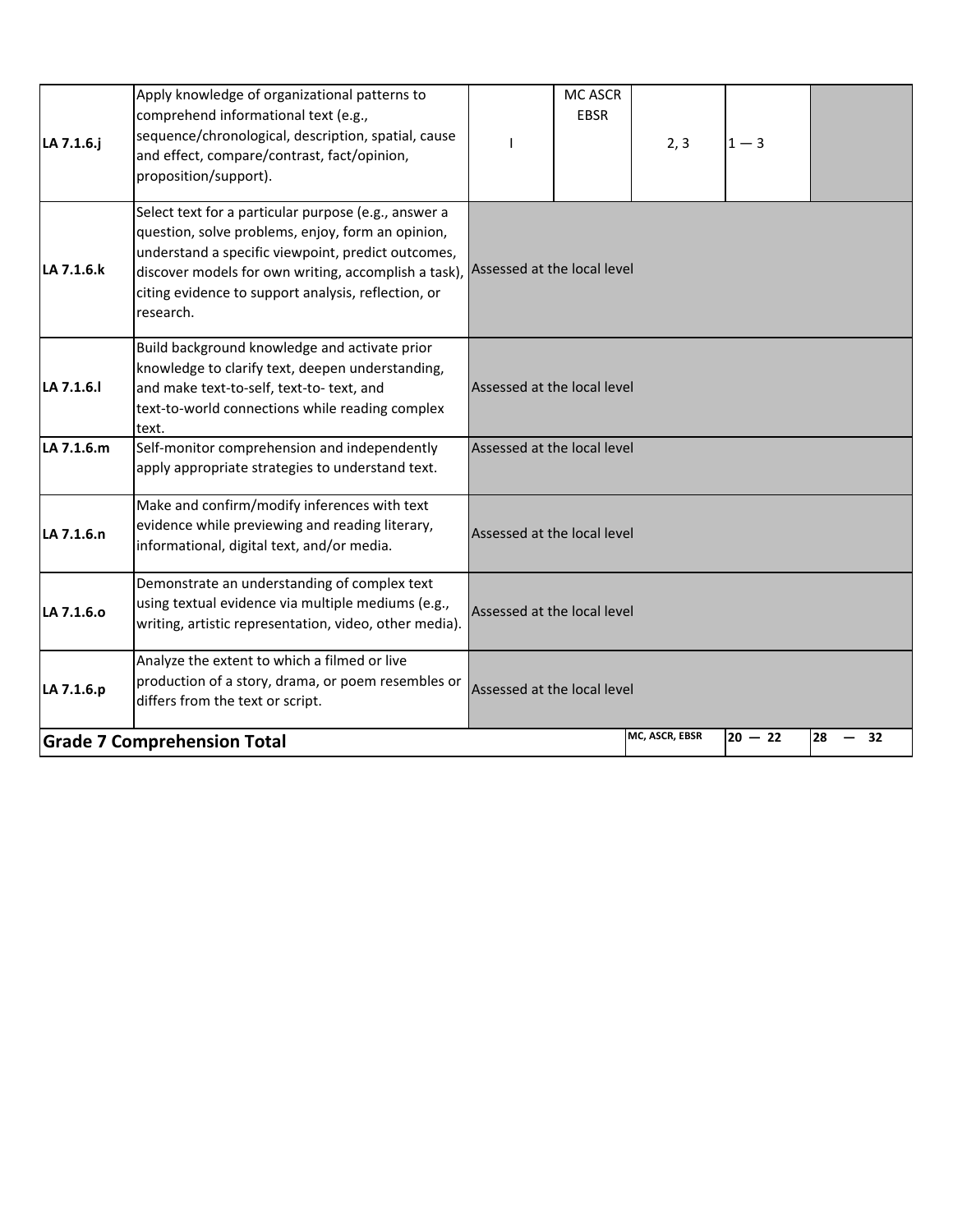| | | | | | | |
|---|---|---|---|---|---|---|
| LA 7.1.6.j | Apply knowledge of organizational patterns to comprehend informational text (e.g., sequence/chronological, description, spatial, cause and effect, compare/contrast, fact/opinion, proposition/support). | I | MC ASCR EBSR | 2, 3 | 1 — 3 | |
| LA 7.1.6.k | Select text for a particular purpose (e.g., answer a question, solve problems, enjoy, form an opinion, understand a specific viewpoint, predict outcomes, discover models for own writing, accomplish a task), citing evidence to support analysis, reflection, or research. | Assessed at the local level | | | | |
| LA 7.1.6.l | Build background knowledge and activate prior knowledge to clarify text, deepen understanding, and make text-to-self, text-to- text, and text-to-world connections while reading complex text. | Assessed at the local level | | | | |
| LA 7.1.6.m | Self-monitor comprehension and independently apply appropriate strategies to understand text. | Assessed at the local level | | | | |
| LA 7.1.6.n | Make and confirm/modify inferences with text evidence while previewing and reading literary, informational, digital text, and/or media. | Assessed at the local level | | | | |
| LA 7.1.6.o | Demonstrate an understanding of complex text using textual evidence via multiple mediums (e.g., writing, artistic representation, video, other media). | Assessed at the local level | | | | |
| LA 7.1.6.p | Analyze the extent to which a filmed or live production of a story, drama, or poem resembles or differs from the text or script. | Assessed at the local level | | | | |
| **Grade 7 Comprehension Total** | | | | MC, ASCR, EBSR | 20 — 22 | 28 — 32 |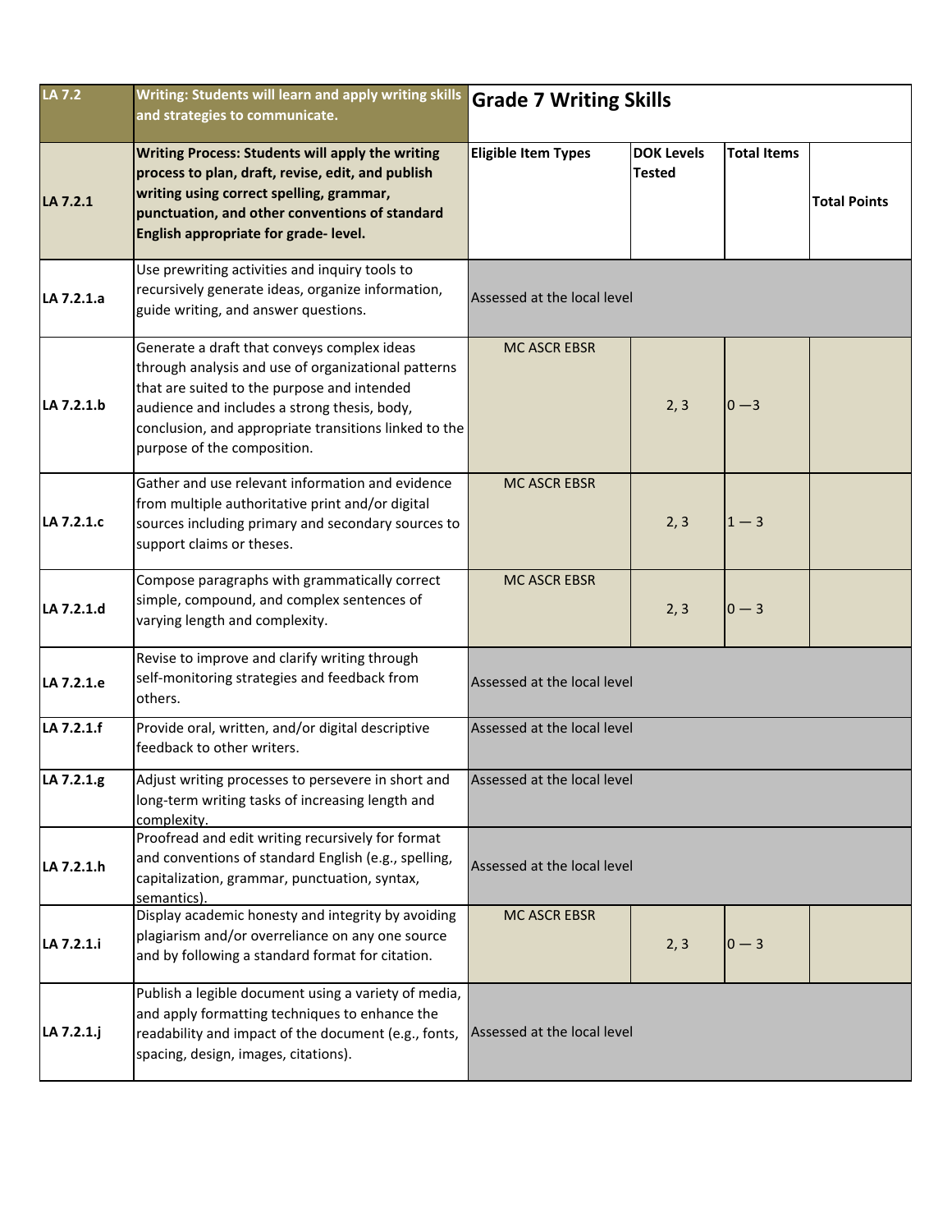| LA 7.2 | Writing: Students will learn and apply writing skills and strategies to communicate. | Grade 7 Writing Skills | | | |
|---|---|---|---|---|---|
| **LA 7.2.1** | **Writing Process: Students will apply the writing process to plan, draft, revise, edit, and publish writing using correct spelling, grammar, punctuation, and other conventions of standard English appropriate for grade- level.** | **Eligible Item Types** | **DOK Levels Tested** | **Total Items** | **Total Points** |
| **LA 7.2.1.a** | Use prewriting activities and inquiry tools to recursively generate ideas, organize information, guide writing, and answer questions. | Assessed at the local level | | | |
| **LA 7.2.1.b** | Generate a draft that conveys complex ideas through analysis and use of organizational patterns that are suited to the purpose and intended audience and includes a strong thesis, body, conclusion, and appropriate transitions linked to the purpose of the composition. | MC ASCR EBSR | 2, 3 | 0 —3 | |
| **LA 7.2.1.c** | Gather and use relevant information and evidence from multiple authoritative print and/or digital sources including primary and secondary sources to support claims or theses. | MC ASCR EBSR | 2, 3 | 1 — 3 | |
| **LA 7.2.1.d** | Compose paragraphs with grammatically correct simple, compound, and complex sentences of varying length and complexity. | MC ASCR EBSR | 2, 3 | 0 — 3 | |
| **LA 7.2.1.e** | Revise to improve and clarify writing through self-monitoring strategies and feedback from others. | Assessed at the local level | | | |
| **LA 7.2.1.f** | Provide oral, written, and/or digital descriptive feedback to other writers. | Assessed at the local level | | | |
| **LA 7.2.1.g** | Adjust writing processes to persevere in short and long-term writing tasks of increasing length and complexity. | Assessed at the local level | | | |
| **LA 7.2.1.h** | Proofread and edit writing recursively for format and conventions of standard English (e.g., spelling, capitalization, grammar, punctuation, syntax, semantics). | Assessed at the local level | | | |
| **LA 7.2.1.i** | Display academic honesty and integrity by avoiding plagiarism and/or overreliance on any one source and by following a standard format for citation. | MC ASCR EBSR | 2, 3 | 0 — 3 | |
| **LA 7.2.1.j** | Publish a legible document using a variety of media, and apply formatting techniques to enhance the readability and impact of the document (e.g., fonts, spacing, design, images, citations). | Assessed at the local level | | | |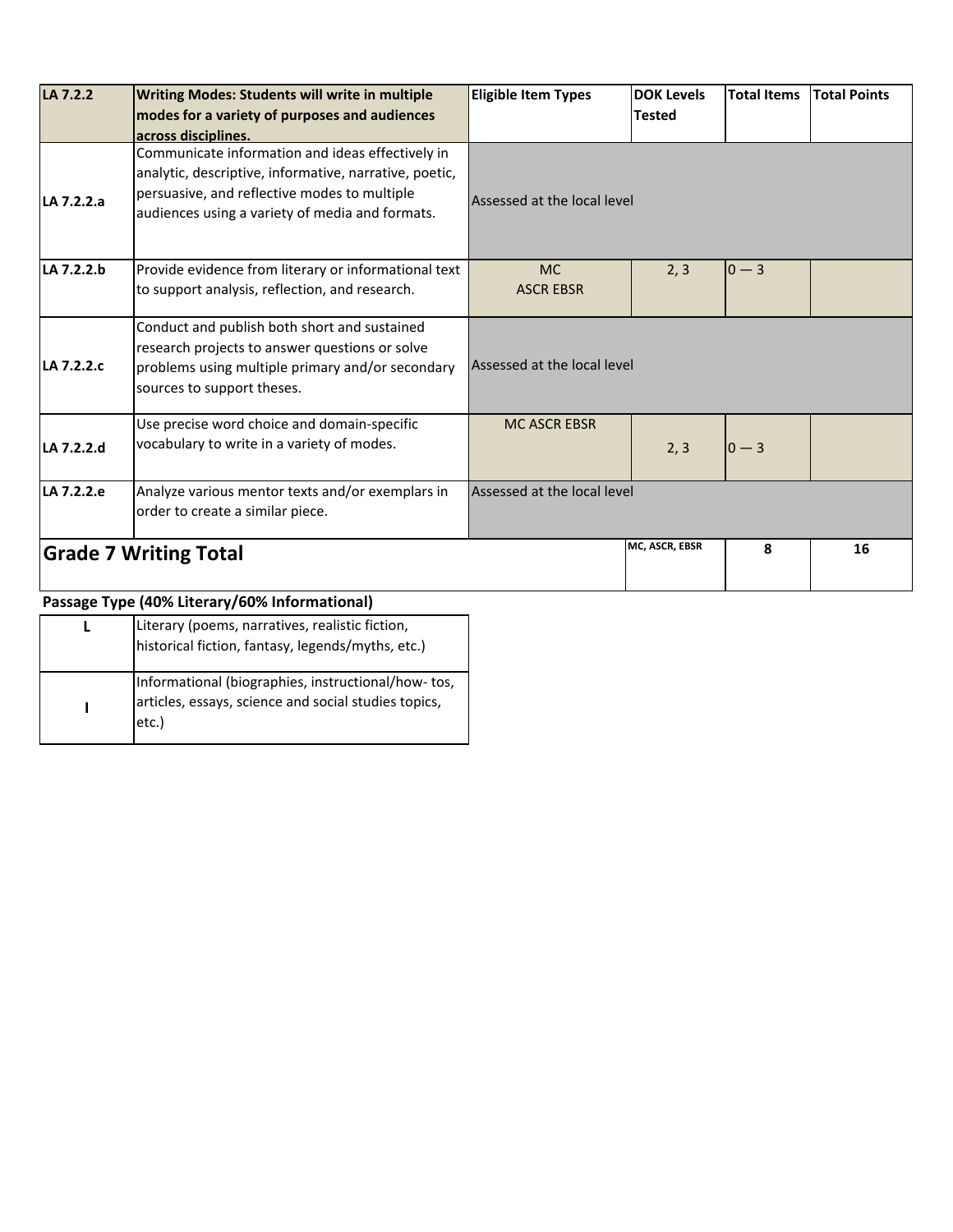| LA 7.2.2 | **Writing Modes: Students will write in multiple modes for a variety of purposes and audiences across disciplines.** | **Eligible Item Types** | **DOK Levels Tested** | **Total Items** | **Total Points** |
|---|---|---|---|---|---|
| **LA 7.2.2.a** | Communicate information and ideas effectively in analytic, descriptive, informative, narrative, poetic, persuasive, and reflective modes to multiple audiences using a variety of media and formats. | Assessed at the local level | | | |
| **LA 7.2.2.b** | Provide evidence from literary or informational text to support analysis, reflection, and research. | MC ASCR EBSR | 2, 3 | 0 — 3 | |
| **LA 7.2.2.c** | Conduct and publish both short and sustained research projects to answer questions or solve problems using multiple primary and/or secondary sources to support theses. | Assessed at the local level | | | |
| **LA 7.2.2.d** | Use precise word choice and domain-specific vocabulary to write in a variety of modes. | MC ASCR EBSR | 2, 3 | 0 — 3 | |
| **LA 7.2.2.e** | Analyze various mentor texts and/or exemplars in order to create a similar piece. | Assessed at the local level | | | |
| **Grade 7 Writing Total** | | | **MC, ASCR, EBSR** | **8** | **16** |

**Passage Type (40% Literary/60% Informational)**

| | |
|---|---|
| **L** | Literary (poems, narratives, realistic fiction, historical fiction, fantasy, legends/myths, etc.) |
| **I** | Informational (biographies, instructional/how- tos, articles, essays, science and social studies topics, etc.) |